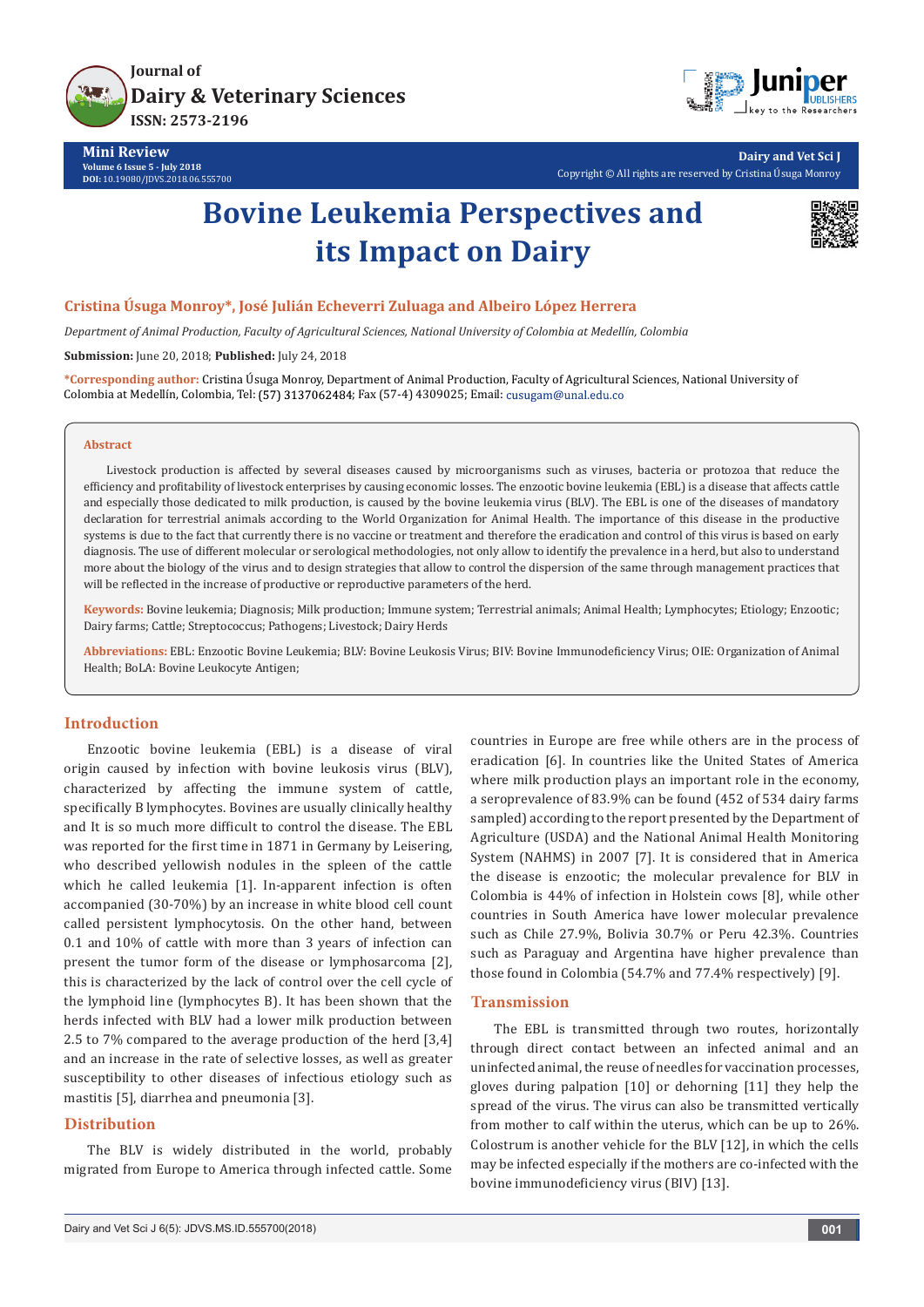Mini Review

# Bovine Leukemia Perspectives and its Impact on Dairy

**Cristina Úsuga Monroy*, José Julián Echeverri Zuluaga and Albeiro López Herrera**

*Department of Animal Production, Faculty of Agricultural Sciences, National University of Colombia at Medellín, Colombia*

**Submission:** June 20, 2018; **Published:** July 24, 2018

***Corresponding author:** Cristina Úsuga Monroy, Department of Animal Production, Faculty of Agricultural Sciences, National University of Colombia at Medellín, Colombia, Tel: (57) 3137062484; Fax (57-4) 4309025; Email: cusugam@unal.edu.co

## Abstract

Livestock production is affected by several diseases caused by microorganisms such as viruses, bacteria or protozoa that reduce the efficiency and profitability of livestock enterprises by causing economic losses. The enzootic bovine leukemia (EBL) is a disease that affects cattle and especially those dedicated to milk production, is caused by the bovine leukemia virus (BLV). The EBL is one of the diseases of mandatory declaration for terrestrial animals according to the World Organization for Animal Health. The importance of this disease in the productive systems is due to the fact that currently there is no vaccine or treatment and therefore the eradication and control of this virus is based on early diagnosis. The use of different molecular or serological methodologies, not only allow to identify the prevalence in a herd, but also to understand more about the biology of the virus and to design strategies that allow to control the dispersion of the same through management practices that will be reflected in the increase of productive or reproductive parameters of the herd.

**Keywords:** Bovine leukemia; Diagnosis; Milk production; Immune system; Terrestrial animals; Animal Health; Lymphocytes; Etiology; Enzootic; Dairy farms; Cattle; Streptococcus; Pathogens; Livestock; Dairy Herds

**Abbreviations:** EBL: Enzootic Bovine Leukemia; BLV: Bovine Leukosis Virus; BIV: Bovine Immunodeficiency Virus; OIE: Organization of Animal Health; BoLA: Bovine Leukocyte Antigen;

## Introduction

Enzootic bovine leukemia (EBL) is a disease of viral origin caused by infection with bovine leukosis virus (BLV), characterized by affecting the immune system of cattle, specifically B lymphocytes. Bovines are usually clinically healthy and It is so much more difficult to control the disease. The EBL was reported for the first time in 1871 in Germany by Leisering, who described yellowish nodules in the spleen of the cattle which he called leukemia [1]. In-apparent infection is often accompanied (30-70%) by an increase in white blood cell count called persistent lymphocytosis. On the other hand, between 0.1 and 10% of cattle with more than 3 years of infection can present the tumor form of the disease or lymphosarcoma [2], this is characterized by the lack of control over the cell cycle of the lymphoid line (lymphocytes B). It has been shown that the herds infected with BLV had a lower milk production between 2.5 to 7% compared to the average production of the herd [3,4] and an increase in the rate of selective losses, as well as greater susceptibility to other diseases of infectious etiology such as mastitis [5], diarrhea and pneumonia [3].

## Distribution

The BLV is widely distributed in the world, probably migrated from Europe to America through infected cattle. Some countries in Europe are free while others are in the process of eradication [6]. In countries like the United States of America where milk production plays an important role in the economy, a seroprevalence of 83.9% can be found (452 of 534 dairy farms sampled) according to the report presented by the Department of Agriculture (USDA) and the National Animal Health Monitoring System (NAHMS) in 2007 [7]. It is considered that in America the disease is enzootic; the molecular prevalence for BLV in Colombia is 44% of infection in Holstein cows [8], while other countries in South America have lower molecular prevalence such as Chile 27.9%, Bolivia 30.7% or Peru 42.3%. Countries such as Paraguay and Argentina have higher prevalence than those found in Colombia (54.7% and 77.4% respectively) [9].

## Transmission

The EBL is transmitted through two routes, horizontally through direct contact between an infected animal and an uninfected animal, the reuse of needles for vaccination processes, gloves during palpation [10] or dehorning [11] they help the spread of the virus. The virus can also be transmitted vertically from mother to calf within the uterus, which can be up to 26%. Colostrum is another vehicle for the BLV [12], in which the cells may be infected especially if the mothers are co-infected with the bovine immunodeficiency virus (BIV) [13].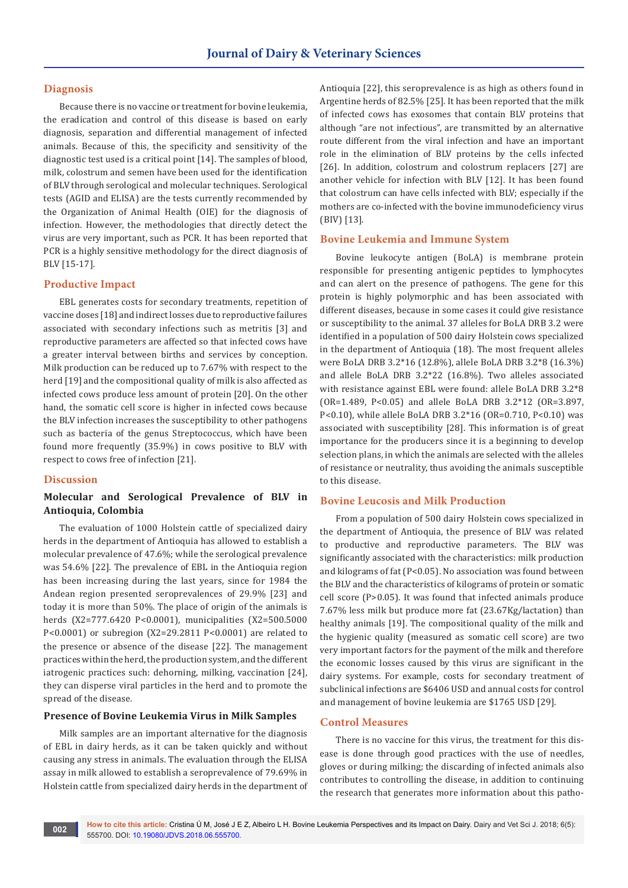## Diagnosis

Because there is no vaccine or treatment for bovine leukemia, the eradication and control of this disease is based on early diagnosis, separation and differential management of infected animals. Because of this, the specificity and sensitivity of the diagnostic test used is a critical point [14]. The samples of blood, milk, colostrum and semen have been used for the identification of BLV through serological and molecular techniques. Serological tests (AGID and ELISA) are the tests currently recommended by the Organization of Animal Health (OIE) for the diagnosis of infection. However, the methodologies that directly detect the virus are very important, such as PCR. It has been reported that PCR is a highly sensitive methodology for the direct diagnosis of BLV [15-17].

## Productive Impact

EBL generates costs for secondary treatments, repetition of vaccine doses [18] and indirect losses due to reproductive failures associated with secondary infections such as metritis [3] and reproductive parameters are affected so that infected cows have a greater interval between births and services by conception. Milk production can be reduced up to 7.67% with respect to the herd [19] and the compositional quality of milk is also affected as infected cows produce less amount of protein [20]. On the other hand, the somatic cell score is higher in infected cows because the BLV infection increases the susceptibility to other pathogens such as bacteria of the genus Streptococcus, which have been found more frequently (35.9%) in cows positive to BLV with respect to cows free of infection [21].

## Discussion

### Molecular and Serological Prevalence of BLV in Antioquia, Colombia

The evaluation of 1000 Holstein cattle of specialized dairy herds in the department of Antioquia has allowed to establish a molecular prevalence of 47.6%; while the serological prevalence was 54.6% [22]. The prevalence of EBL in the Antioquia region has been increasing during the last years, since for 1984 the Andean region presented seroprevalences of 29.9% [23] and today it is more than 50%. The place of origin of the animals is herds ($X2=777.6420$ $P<0.0001$), municipalities ($X2=500.5000$ $P<0.0001$) or subregion ($X2=29.2811$ $P<0.0001$) are related to the presence or absence of the disease [22]. The management practices within the herd, the production system, and the different iatrogenic practices such: dehorning, milking, vaccination [24], they can disperse viral particles in the herd and to promote the spread of the disease.

### Presence of Bovine Leukemia Virus in Milk Samples

Milk samples are an important alternative for the diagnosis of EBL in dairy herds, as it can be taken quickly and without causing any stress in animals. The evaluation through the ELISA assay in milk allowed to establish a seroprevalence of 79.69% in Holstein cattle from specialized dairy herds in the department of Antioquia [22], this seroprevalence is as high as others found in Argentine herds of 82.5% [25]. It has been reported that the milk of infected cows has exosomes that contain BLV proteins that although "are not infectious", are transmitted by an alternative route different from the viral infection and have an important role in the elimination of BLV proteins by the cells infected [26]. In addition, colostrum and colostrum replacers [27] are another vehicle for infection with BLV [12]. It has been found that colostrum can have cells infected with BLV; especially if the mothers are co-infected with the bovine immunodeficiency virus (BIV) [13].

## Bovine Leukemia and Immune System

Bovine leukocyte antigen (BoLA) is membrane protein responsible for presenting antigenic peptides to lymphocytes and can alert on the presence of pathogens. The gene for this protein is highly polymorphic and has been associated with different diseases, because in some cases it could give resistance or susceptibility to the animal. 37 alleles for BoLA DRB 3.2 were identified in a population of 500 dairy Holstein cows specialized in the department of Antioquia (18). The most frequent alleles were BoLA DRB 3.2*16 (12.8%), allele BoLA DRB 3.2*8 (16.3%) and allele BoLA DRB 3.2*22 (16.8%). Two alleles associated with resistance against EBL were found: allele BoLA DRB 3.2*8 ($OR=1.489$, $P<0.05$) and allele BoLA DRB 3.2*12 ($OR=3.897$, $P<0.10$), while allele BoLA DRB 3.2*16 ($OR=0.710$, $P<0.10$) was associated with susceptibility [28]. This information is of great importance for the producers since it is a beginning to develop selection plans, in which the animals are selected with the alleles of resistance or neutrality, thus avoiding the animals susceptible to this disease.

## Bovine Leucosis and Milk Production

From a population of 500 dairy Holstein cows specialized in the department of Antioquia, the presence of BLV was related to productive and reproductive parameters. The BLV was significantly associated with the characteristics: milk production and kilograms of fat ($P<0.05$). No association was found between the BLV and the characteristics of kilograms of protein or somatic cell score ($P>0.05$). It was found that infected animals produce 7.67% less milk but produce more fat (23.67Kg/lactation) than healthy animals [19]. The compositional quality of the milk and the hygienic quality (measured as somatic cell score) are two very important factors for the payment of the milk and therefore the economic losses caused by this virus are significant in the dairy systems. For example, costs for secondary treatment of subclinical infections are $6406 USD and annual costs for control and management of bovine leukemia are $1765 USD [29].

## Control Measures

There is no vaccine for this virus, the treatment for this disease is done through good practices with the use of needles, gloves or during milking; the discarding of infected animals also contributes to controlling the disease, in addition to continuing the research that generates more information about this patho-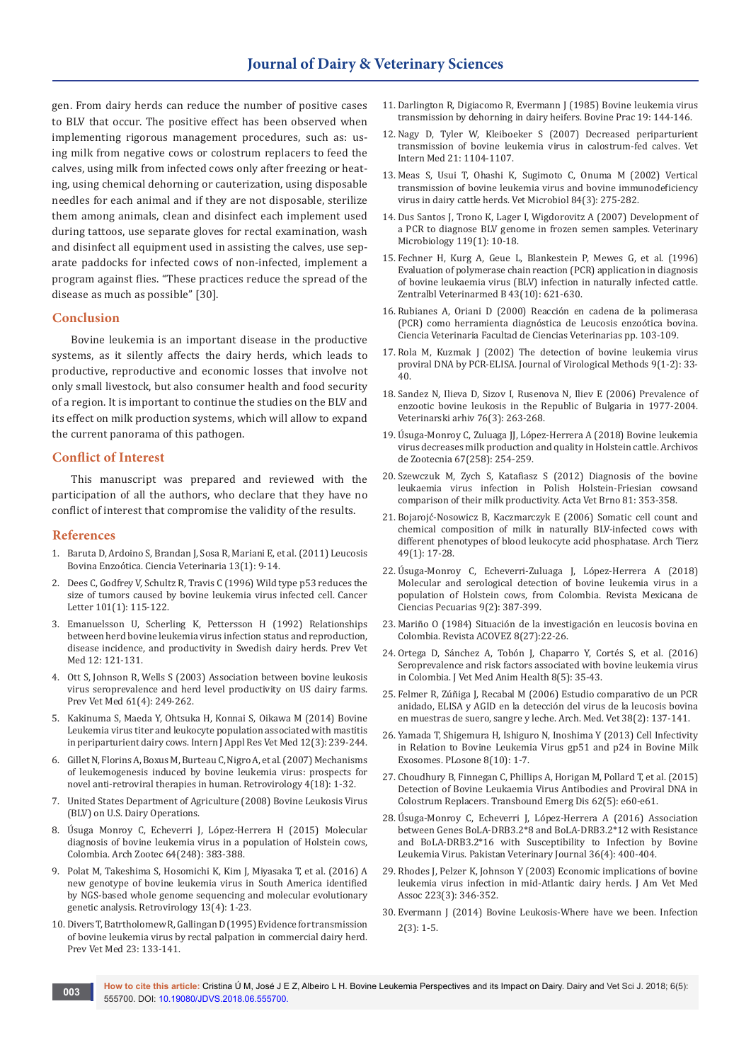gen. From dairy herds can reduce the number of positive cases to BLV that occur. The positive effect has been observed when implementing rigorous management procedures, such as: using milk from negative cows or colostrum replacers to feed the calves, using milk from infected cows only after freezing or heating, using chemical dehorning or cauterization, using disposable needles for each animal and if they are not disposable, sterilize them among animals, clean and disinfect each implement used during tattoos, use separate gloves for rectal examination, wash and disinfect all equipment used in assisting the calves, use separate paddocks for infected cows of non-infected, implement a program against flies. "These practices reduce the spread of the disease as much as possible" [30].

## Conclusion

Bovine leukemia is an important disease in the productive systems, as it silently affects the dairy herds, which leads to productive, reproductive and economic losses that involve not only small livestock, but also consumer health and food security of a region. It is important to continue the studies on the BLV and its effect on milk production systems, which will allow to expand the current panorama of this pathogen.

## Conflict of Interest

This manuscript was prepared and reviewed with the participation of all the authors, who declare that they have no conflict of interest that compromise the validity of the results.

## References

1. Baruta D, Ardoino S, Brandan J, Sosa R, Mariani E, et al. (2011) Leucosis Bovina Enzoótica. Ciencia Veterinaria 13(1): 9-14.
2. Dees C, Godfrey V, Schultz R, Travis C (1996) Wild type p53 reduces the size of tumors caused by bovine leukemia virus infected cell. Cancer Letter 101(1): 115-122.
3. Emanuelsson U, Scherling K, Pettersson H (1992) Relationships between herd bovine leukemia virus infection status and reproduction, disease incidence, and productivity in Swedish dairy herds. Prev Vet Med 12: 121-131.
4. Ott S, Johnson R, Wells S (2003) Association between bovine leukosis virus seroprevalence and herd level productivity on US dairy farms. Prev Vet Med 61(4): 249-262.
5. Kakinuma S, Maeda Y, Ohtsuka H, Konnai S, Oikawa M (2014) Bovine Leukemia virus titer and leukocyte population associated with mastitis in periparturient dairy cows. Intern J Appl Res Vet Med 12(3): 239-244.
6. Gillet N, Florins A, Boxus M, Burteau C, Nigro A, et al. (2007) Mechanisms of leukemogenesis induced by bovine leukemia virus: prospects for novel anti-retroviral therapies in human. Retrovirology 4(18): 1-32.
7. United States Department of Agriculture (2008) Bovine Leukosis Virus (BLV) on U.S. Dairy Operations.
8. Úsuga Monroy C, Echeverri J, López-Herrera H (2015) Molecular diagnosis of bovine leukemia virus in a population of Holstein cows, Colombia. Arch Zootec 64(248): 383-388.
9. Polat M, Takeshima S, Hosomichi K, Kim J, Miyasaka T, et al. (2016) A new genotype of bovine leukemia virus in South America identified by NGS-based whole genome sequencing and molecular evolutionary genetic analysis. Retrovirology 13(4): 1-23.
10. Divers T, Batrtholomew R, Gallingan D (1995) Evidence for transmission of bovine leukemia virus by rectal palpation in commercial dairy herd. Prev Vet Med 23: 133-141.
11. Darlington R, Digiacomo R, Evermann J (1985) Bovine leukemia virus transmission by dehorning in dairy heifers. Bovine Prac 19: 144-146.
12. Nagy D, Tyler W, Kleiboeker S (2007) Decreased periparturient transmission of bovine leukemia virus in calostrum-fed calves. Vet Intern Med 21: 1104-1107.
13. Meas S, Usui T, Ohashi K, Sugimoto C, Onuma M (2002) Vertical transmission of bovine leukemia virus and bovine immunodeficiency virus in dairy cattle herds. Vet Microbiol 84(3): 275-282.
14. Dus Santos J, Trono K, Lager I, Wigdorovitz A (2007) Development of a PCR to diagnose BLV genome in frozen semen samples. Veterinary Microbiology 119(1): 10-18.
15. Fechner H, Kurg A, Geue L, Blankestein P, Mewes G, et al. (1996) Evaluation of polymerase chain reaction (PCR) application in diagnosis of bovine leukaemia virus (BLV) infection in naturally infected cattle. Zentralbl Veterinarmed B 43(10): 621-630.
16. Rubianes A, Oriani D (2000) Reacción en cadena de la polimerasa (PCR) como herramienta diagnóstica de Leucosis enzoótica bovina. Ciencia Veterinaria Facultad de Ciencias Veterinarias pp. 103-109.
17. Rola M, Kuzmak J (2002) The detection of bovine leukemia virus proviral DNA by PCR-ELISA. Journal of Virological Methods 9(1-2): 33-40.
18. Sandez N, Ilieva D, Sizov I, Rusenova N, Iliev E (2006) Prevalence of enzootic bovine leukosis in the Republic of Bulgaria in 1977-2004. Veterinarski arhiv 76(3): 263-268.
19. Úsuga-Monroy C, Zuluaga JJ, López-Herrera A (2018) Bovine leukemia virus decreases milk production and quality in Holstein cattle. Archivos de Zootecnia 67(258): 254-259.
20. Szewczuk M, Zych S, Katafiasz S (2012) Diagnosis of the bovine leukaemia virus infection in Polish Holstein-Friesian cowsand comparison of their milk productivity. Acta Vet Brno 81: 353-358.
21. Bojarojć-Nosowicz B, Kaczmarczyk E (2006) Somatic cell count and chemical composition of milk in naturally BLV-infected cows with different phenotypes of blood leukocyte acid phosphatase. Arch Tierz 49(1): 17-28.
22. Úsuga-Monroy C, Echeverri-Zuluaga J, López-Herrera A (2018) Molecular and serological detection of bovine leukemia virus in a population of Holstein cows, from Colombia. Revista Mexicana de Ciencias Pecuarias 9(2): 387-399.
23. Mariño O (1984) Situación de la investigación en leucosis bovina en Colombia. Revista ACOVEZ 8(27):22-26.
24. Ortega D, Sánchez A, Tobón J, Chaparro Y, Cortés S, et al. (2016) Seroprevalence and risk factors associated with bovine leukemia virus in Colombia. J Vet Med Anim Health 8(5): 35-43.
25. Felmer R, Zúñiga J, Recabal M (2006) Estudio comparativo de un PCR anidado, ELISA y AGID en la detección del virus de la leucosis bovina en muestras de suero, sangre y leche. Arch. Med. Vet 38(2): 137-141.
26. Yamada T, Shigemura H, Ishiguro N, Inoshima Y (2013) Cell Infectivity in Relation to Bovine Leukemia Virus gp51 and p24 in Bovine Milk Exosomes. PLosone 8(10): 1-7.
27. Choudhury B, Finnegan C, Phillips A, Horigan M, Pollard T, et al. (2015) Detection of Bovine Leukaemia Virus Antibodies and Proviral DNA in Colostrum Replacers. Transbound Emerg Dis 62(5): e60-e61.
28. Úsuga-Monroy C, Echeverri J, López-Herrera A (2016) Association between Genes BoLA-DRB3.2*8 and BoLA-DRB3.2*12 with Resistance and BoLA-DRB3.2*16 with Susceptibility to Infection by Bovine Leukemia Virus. Pakistan Veterinary Journal 36(4): 400-404.
29. Rhodes J, Pelzer K, Johnson Y (2003) Economic implications of bovine leukemia virus infection in mid-Atlantic dairy herds. J Am Vet Med Assoc 223(3): 346-352.
30. Evermann J (2014) Bovine Leukosis-Where have we been. Infection 2(3): 1-5.

**How to cite this article:** Cristina Ú M, José J E Z, Albeiro L H. Bovine Leukemia Perspectives and its Impact on Dairy. Dairy and Vet Sci J. 2018; 6(5): 555700. DOI: 10.19080/JDVS.2018.06.555700.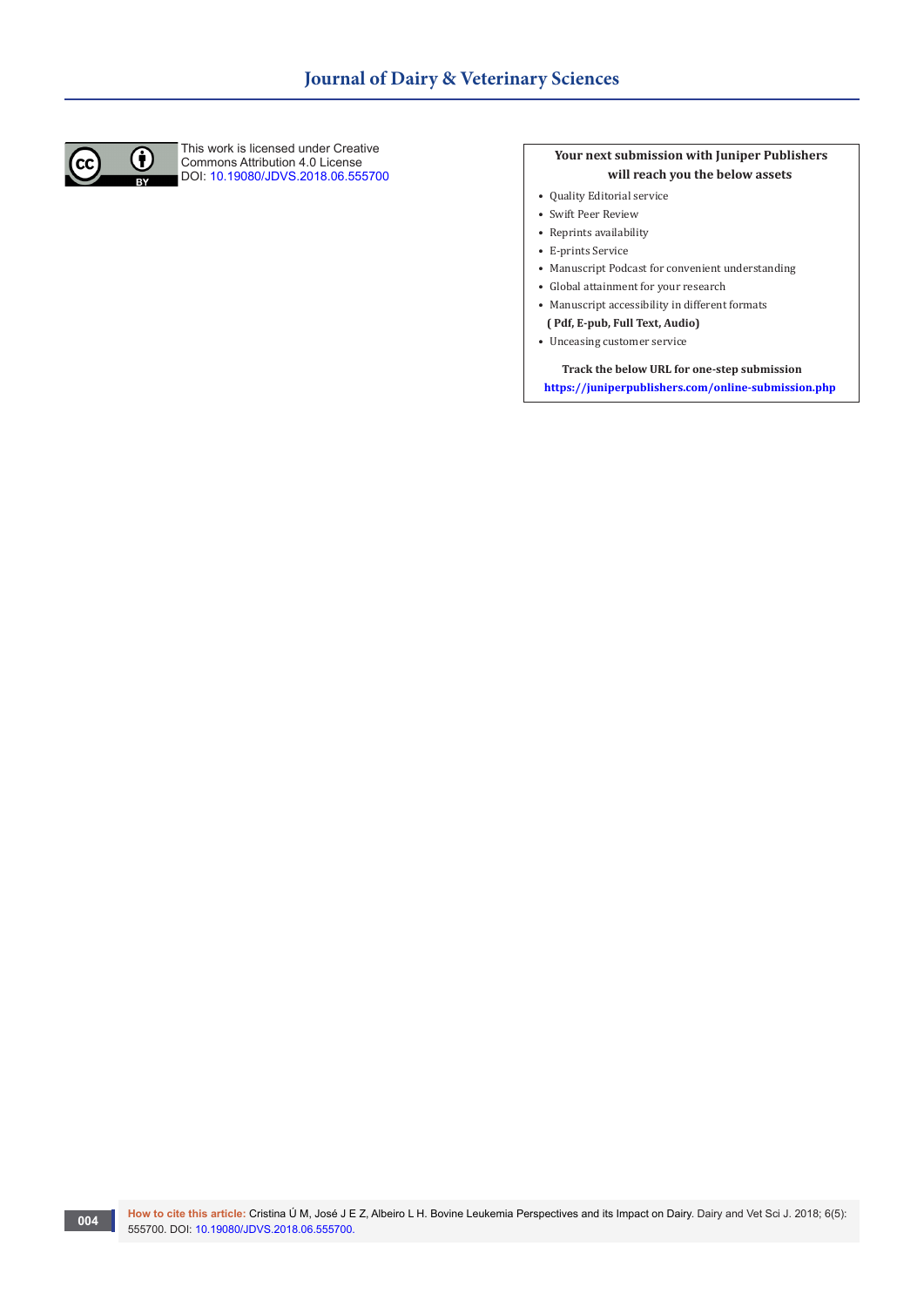This work is licensed under Creative Commons Attribution 4.0 License
DOI: 10.19080/JDVS.2018.06.555700

**Your next submission with Juniper Publishers will reach you the below assets**

- Quality Editorial service
- Swift Peer Review
- Reprints availability
- E-prints Service
- Manuscript Podcast for convenient understanding
- Global attainment for your research
- Manuscript accessibility in different formats
  **( Pdf, E-pub, Full Text, Audio)**
- Unceasing customer service

**Track the below URL for one-step submission**
**https://juniperpublishers.com/online-submission.php**

**How to cite this article:** Cristina Ú M, José J E Z, Albeiro L H. Bovine Leukemia Perspectives and its Impact on Dairy. Dairy and Vet Sci J. 2018; 6(5): 555700. DOI: 10.19080/JDVS.2018.06.555700.